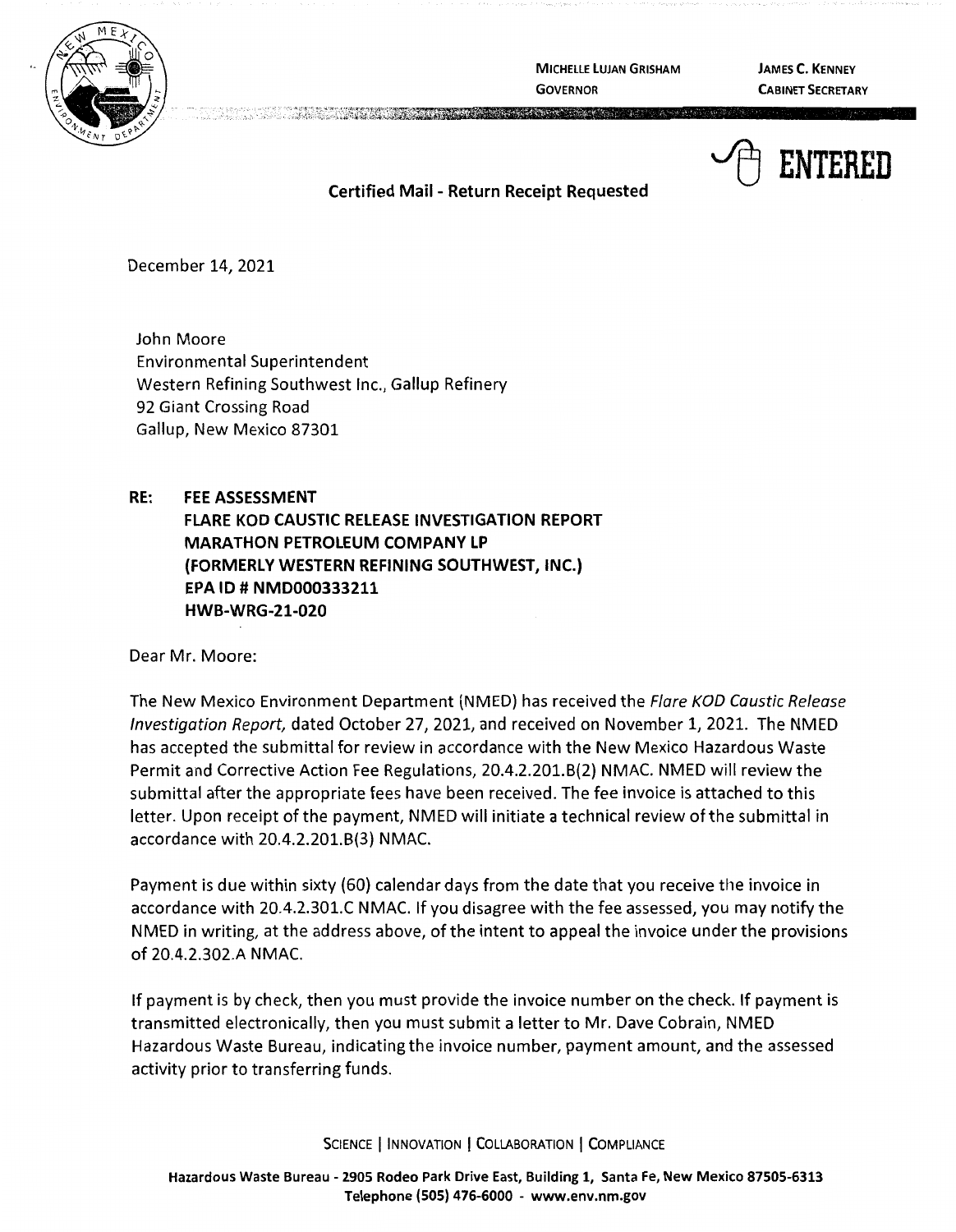MICHELLE LUJAN GRISHAM
GOVERNOR

JAMES C. KENNEY
CABINET SECRETARY

ENTERED

**Certified Mail - Return Receipt Requested**

December 14, 2021

John Moore
Environmental Superintendent
Western Refining Southwest Inc., Gallup Refinery
92 Giant Crossing Road
Gallup, New Mexico 87301

**RE: FEE ASSESSMENT**
**FLARE KOD CAUSTIC RELEASE INVESTIGATION REPORT**
**MARATHON PETROLEUM COMPANY LP**
**(FORMERLY WESTERN REFINING SOUTHWEST, INC.)**
**EPA ID # NMD000333211**
**HWB-WRG-21-020**

Dear Mr. Moore:

The New Mexico Environment Department (NMED) has received the *Flare KOD Caustic Release Investigation Report,* dated October 27, 2021, and received on November 1, 2021. The NMED has accepted the submittal for review in accordance with the New Mexico Hazardous Waste Permit and Corrective Action Fee Regulations, 20.4.2.201.B(2) NMAC. NMED will review the submittal after the appropriate fees have been received. The fee invoice is attached to this letter. Upon receipt of the payment, NMED will initiate a technical review of the submittal in accordance with 20.4.2.201.B(3) NMAC.

Payment is due within sixty (60) calendar days from the date that you receive the invoice in accordance with 20.4.2.301.C NMAC. If you disagree with the fee assessed, you may notify the NMED in writing, at the address above, of the intent to appeal the invoice under the provisions of 20.4.2.302.A NMAC.

If payment is by check, then you must provide the invoice number on the check. If payment is transmitted electronically, then you must submit a letter to Mr. Dave Cobrain, NMED Hazardous Waste Bureau, indicating the invoice number, payment amount, and the assessed activity prior to transferring funds.

SCIENCE | INNOVATION | COLLABORATION | COMPLIANCE

**Hazardous Waste Bureau - 2905 Rodeo Park Drive East, Building 1, Santa Fe, New Mexico 87505-6313**
**Telephone (505) 476-6000 - www.env.nm.gov**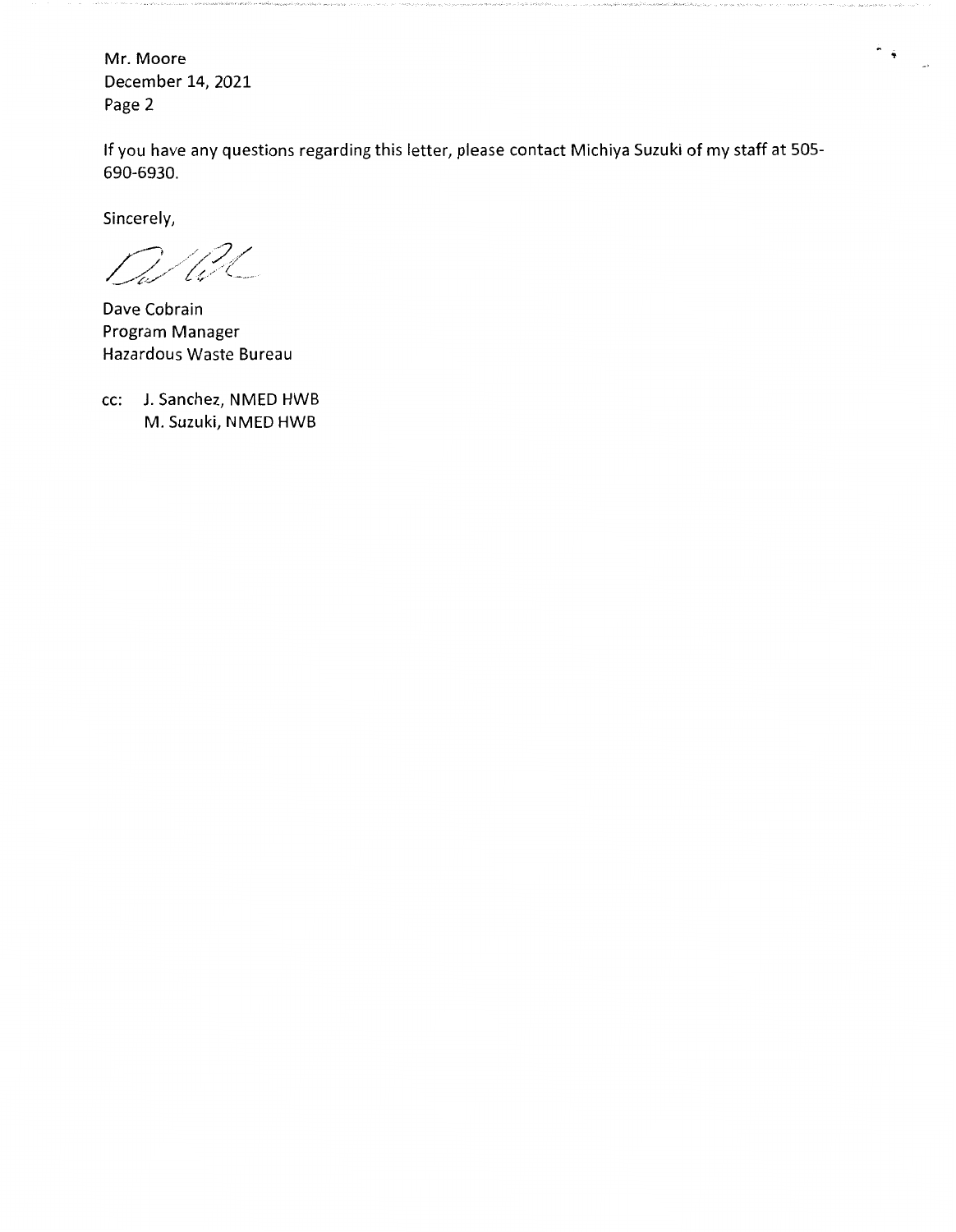Mr. Moore
December 14, 2021
Page 2

If you have any questions regarding this letter, please contact Michiya Suzuki of my staff at 505-690-6930.

Sincerely,

Dave Cobrain
Program Manager
Hazardous Waste Bureau

cc: J. Sanchez, NMED HWB
M. Suzuki, NMED HWB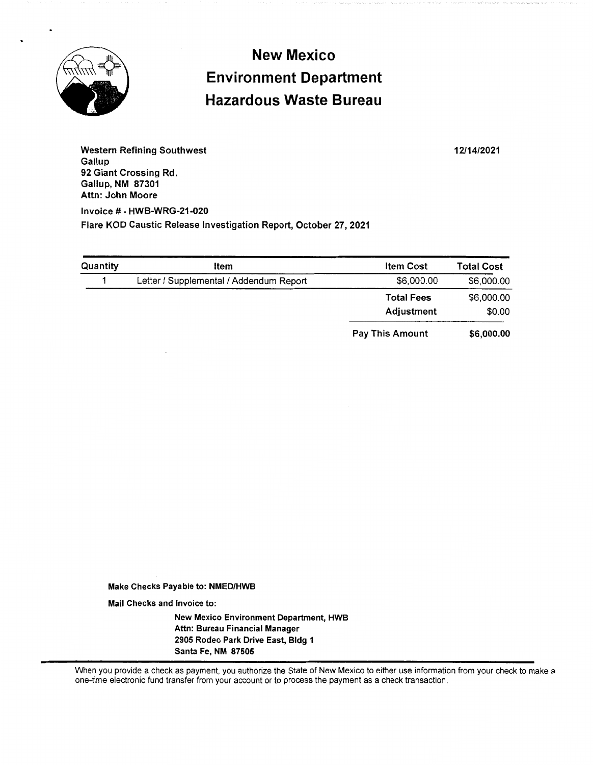# New Mexico
# Environment Department
# Hazardous Waste Bureau

**Western Refining Southwest**
**Gallup**
**92 Giant Crossing Rd.**
**Gallup, NM 87301**
**Attn: John Moore**

**12/14/2021**

**Invoice # - HWB-WRG-21-020**

**Flare KOD Caustic Release Investigation Report, October 27, 2021**

| Quantity | Item | Item Cost | Total Cost |
|---|---|---|---|
| 1 | Letter / Supplemental / Addendum Report | $6,000.00 | $6,000.00 |
| | | **Total Fees** | $6,000.00 |
| | | **Adjustment** | $0.00 |
| | | **Pay This Amount** | **$6,000.00** |

**Make Checks Payable to: NMED/HWB**

**Mail Checks and Invoice to:**

**New Mexico Environment Department, HWB**
**Attn: Bureau Financial Manager**
**2905 Rodeo Park Drive East, Bldg 1**
**Santa Fe, NM 87505**

When you provide a check as payment, you authorize the State of New Mexico to either use information from your check to make a one-time electronic fund transfer from your account or to process the payment as a check transaction.